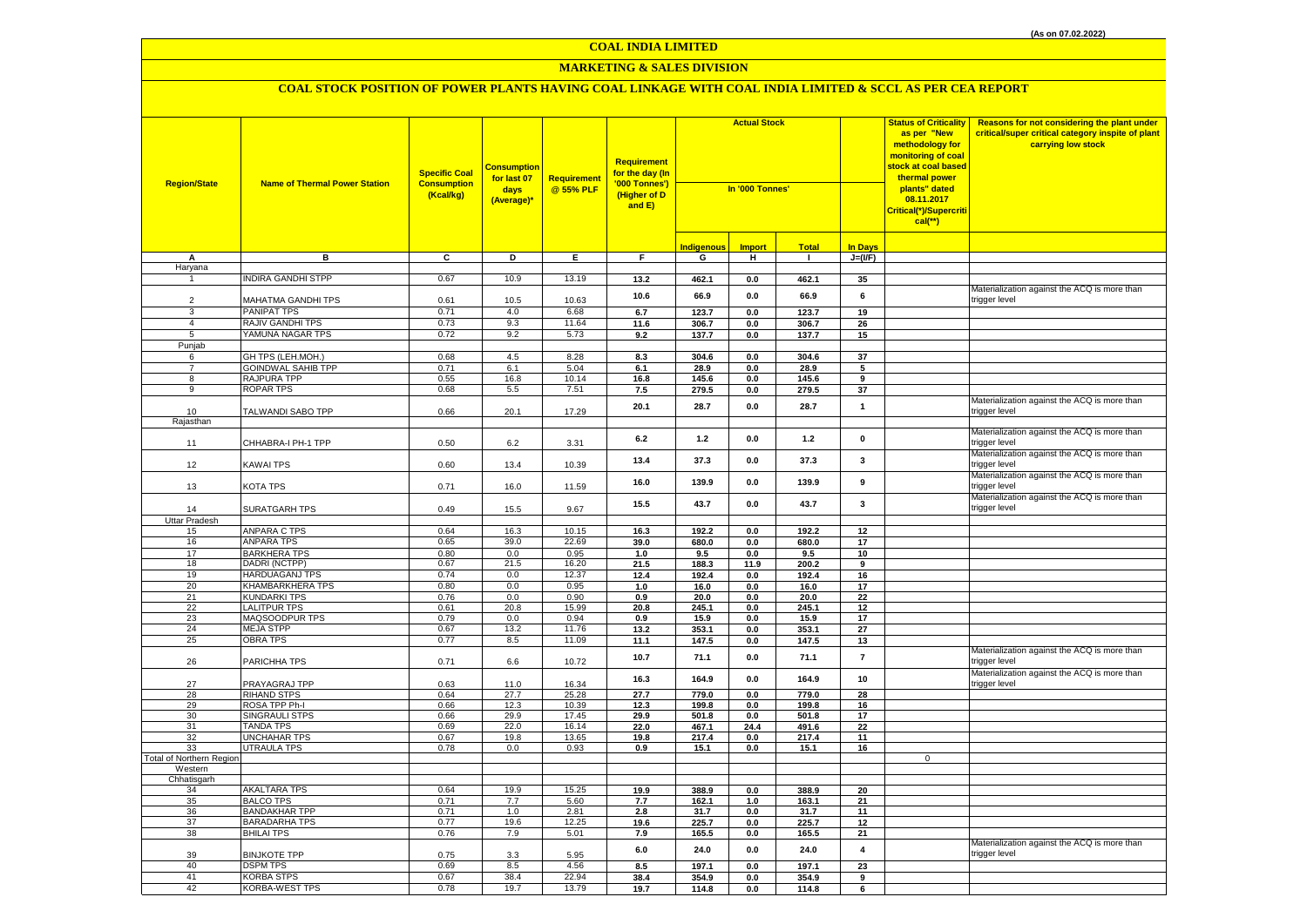(As on 07.02.2022)

# COAL INDIA LIMITED

## MARKETING & SALES DIVISION

### COAL STOCK POSITION OF POWER PLANTS HAVING COAL LINKAGE WITH COAL INDIA LIMITED & SCCL AS PER CEA REPORT

| Region/State | Name of Thermal Power Station | Specific Coal Consumption (Kcal/kg) | Consumption for last 07 days (Average)* | Requirement @ 55% PLF | Requirement for the day (In '000 Tonnes') (Higher of D and E) | Actual Stock In '000 Tonnes' | | | | Status of Criticality as per "New methodology for monitoring of coal stock at coal based thermal power plants" dated 08.11.2017 Critical(*)/Supercritical(**) | Reasons for not considering the plant under critical/super critical category inspite of plant carrying low stock |
|---|---|---|---|---|---|---|---|---|---|---|---|
| | | | | | | Indigenous | Import | Total | In Days | | |
| A | B | C | D | E | F | G | H | I | J=(I/F) | | |
| Haryana | | | | | | | | | | | |
| 1 | INDIRA GANDHI STPP | 0.67 | 10.9 | 13.19 | 13.2 | 462.1 | 0.0 | 462.1 | 35 | | |
| 2 | MAHATMA GANDHI TPS | 0.61 | 10.5 | 10.63 | 10.6 | 66.9 | 0.0 | 66.9 | 6 | | Materialization against the ACQ is more than trigger level |
| 3 | PANIPAT TPS | 0.71 | 4.0 | 6.68 | 6.7 | 123.7 | 0.0 | 123.7 | 19 | | |
| 4 | RAJIV GANDHI TPS | 0.73 | 9.3 | 11.64 | 11.6 | 306.7 | 0.0 | 306.7 | 26 | | |
| 5 | YAMUNA NAGAR TPS | 0.72 | 9.2 | 5.73 | 9.2 | 137.7 | 0.0 | 137.7 | 15 | | |
| Punjab | | | | | | | | | | | |
| 6 | GH TPS (LEH.MOH.) | 0.68 | 4.5 | 8.28 | 8.3 | 304.6 | 0.0 | 304.6 | 37 | | |
| 7 | GOINDWAL SAHIB TPP | 0.71 | 6.1 | 5.04 | 6.1 | 28.9 | 0.0 | 28.9 | 5 | | |
| 8 | RAJPURA TPP | 0.55 | 16.8 | 10.14 | 16.8 | 145.6 | 0.0 | 145.6 | 9 | | |
| 9 | ROPAR TPS | 0.68 | 5.5 | 7.51 | 7.5 | 279.5 | 0.0 | 279.5 | 37 | | |
| 10 | TALWANDI SABO TPP | 0.66 | 20.1 | 17.29 | 20.1 | 28.7 | 0.0 | 28.7 | 1 | | Materialization against the ACQ is more than trigger level |
| Rajasthan | | | | | | | | | | | |
| 11 | CHHABRA-I PH-1 TPP | 0.50 | 6.2 | 3.31 | 6.2 | 1.2 | 0.0 | 1.2 | 0 | | Materialization against the ACQ is more than trigger level |
| 12 | KAWAI TPS | 0.60 | 13.4 | 10.39 | 13.4 | 37.3 | 0.0 | 37.3 | 3 | | Materialization against the ACQ is more than trigger level |
| 13 | KOTA TPS | 0.71 | 16.0 | 11.59 | 16.0 | 139.9 | 0.0 | 139.9 | 9 | | Materialization against the ACQ is more than trigger level |
| 14 | SURATGARH TPS | 0.49 | 15.5 | 9.67 | 15.5 | 43.7 | 0.0 | 43.7 | 3 | | Materialization against the ACQ is more than trigger level |
| Uttar Pradesh | | | | | | | | | | | |
| 15 | ANPARA C TPS | 0.64 | 16.3 | 10.15 | 16.3 | 192.2 | 0.0 | 192.2 | 12 | | |
| 16 | ANPARA TPS | 0.65 | 39.0 | 22.69 | 39.0 | 680.0 | 0.0 | 680.0 | 17 | | |
| 17 | BARKHERA TPS | 0.80 | 0.0 | 0.95 | 1.0 | 9.5 | 0.0 | 9.5 | 10 | | |
| 18 | DADRI (NCTPP) | 0.67 | 21.5 | 16.20 | 21.5 | 188.3 | 11.9 | 200.2 | 9 | | |
| 19 | HARDUAGANJ TPS | 0.74 | 0.0 | 12.37 | 12.4 | 192.4 | 0.0 | 192.4 | 16 | | |
| 20 | KHAMBARKHERA TPS | 0.80 | 0.0 | 0.95 | 1.0 | 16.0 | 0.0 | 16.0 | 17 | | |
| 21 | KUNDARKI TPS | 0.76 | 0.0 | 0.90 | 0.9 | 20.0 | 0.0 | 20.0 | 22 | | |
| 22 | LALITPUR TPS | 0.61 | 20.8 | 15.99 | 20.8 | 245.1 | 0.0 | 245.1 | 12 | | |
| 23 | MAQSOODPUR TPS | 0.79 | 0.0 | 0.94 | 0.9 | 15.9 | 0.0 | 15.9 | 17 | | |
| 24 | MEJA STPP | 0.67 | 13.2 | 11.76 | 13.2 | 353.1 | 0.0 | 353.1 | 27 | | |
| 25 | OBRA TPS | 0.77 | 8.5 | 11.09 | 11.1 | 147.5 | 0.0 | 147.5 | 13 | | |
| 26 | PARICHHA TPS | 0.71 | 6.6 | 10.72 | 10.7 | 71.1 | 0.0 | 71.1 | 7 | | Materialization against the ACQ is more than trigger level |
| 27 | PRAYAGRAJ TPP | 0.63 | 11.0 | 16.34 | 16.3 | 164.9 | 0.0 | 164.9 | 10 | | Materialization against the ACQ is more than trigger level |
| 28 | RIHAND STPS | 0.64 | 27.7 | 25.28 | 27.7 | 779.0 | 0.0 | 779.0 | 28 | | |
| 29 | ROSA TPP Ph-I | 0.66 | 12.3 | 10.39 | 12.3 | 199.8 | 0.0 | 199.8 | 16 | | |
| 30 | SINGRAULI STPS | 0.66 | 29.9 | 17.45 | 29.9 | 501.8 | 0.0 | 501.8 | 17 | | |
| 31 | TANDA TPS | 0.69 | 22.0 | 16.14 | 22.0 | 467.1 | 24.4 | 491.6 | 22 | | |
| 32 | UNCHAHAR TPS | 0.67 | 19.8 | 13.65 | 19.8 | 217.4 | 0.0 | 217.4 | 11 | | |
| 33 | UTRAULA TPS | 0.78 | 0.0 | 0.93 | 0.9 | 15.1 | 0.0 | 15.1 | 16 | | |
| Total of Northern Region | | | | | | | | | | 0 | |
| Western | | | | | | | | | | | |
| Chhatisgarh | | | | | | | | | | | |
| 34 | AKALTARA TPS | 0.64 | 19.9 | 15.25 | 19.9 | 388.9 | 0.0 | 388.9 | 20 | | |
| 35 | BALCO TPS | 0.71 | 7.7 | 5.60 | 7.7 | 162.1 | 1.0 | 163.1 | 21 | | |
| 36 | BANDAKHAR TPP | 0.71 | 1.0 | 2.81 | 2.8 | 31.7 | 0.0 | 31.7 | 11 | | |
| 37 | BARADARHA TPS | 0.77 | 19.6 | 12.25 | 19.6 | 225.7 | 0.0 | 225.7 | 12 | | |
| 38 | BHILAI TPS | 0.76 | 7.9 | 5.01 | 7.9 | 165.5 | 0.0 | 165.5 | 21 | | |
| 39 | BINJKOTE TPP | 0.75 | 3.3 | 5.95 | 6.0 | 24.0 | 0.0 | 24.0 | 4 | | Materialization against the ACQ is more than trigger level |
| 40 | DSPM TPS | 0.69 | 8.5 | 4.56 | 8.5 | 197.1 | 0.0 | 197.1 | 23 | | |
| 41 | KORBA STPS | 0.67 | 38.4 | 22.94 | 38.4 | 354.9 | 0.0 | 354.9 | 9 | | |
| 42 | KORBA-WEST TPS | 0.78 | 19.7 | 13.79 | 19.7 | 114.8 | 0.0 | 114.8 | 6 | | |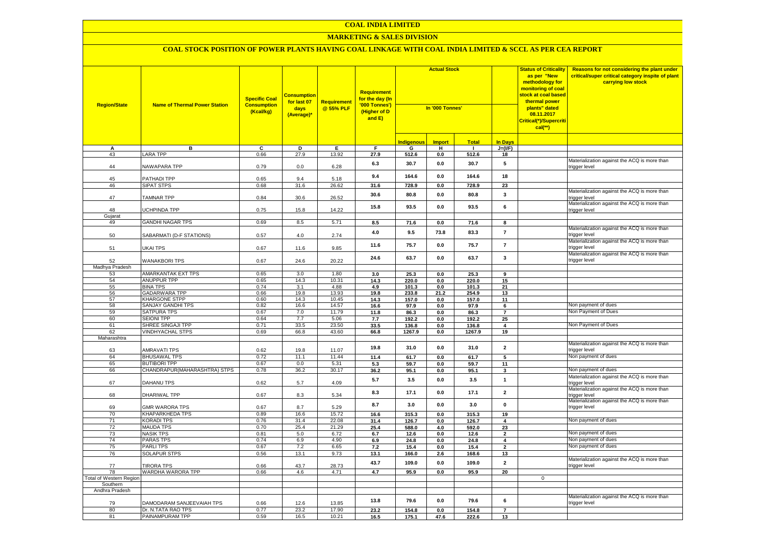# COAL INDIA LIMITED

## MARKETING & SALES DIVISION

### COAL STOCK POSITION OF POWER PLANTS HAVING COAL LINKAGE WITH COAL INDIA LIMITED & SCCL AS PER CEA REPORT

| Region/State | Name of Thermal Power Station | Specific Coal Consumption (Kcal/kg) | Consumption for last 07 days (Average)* | Requirement @ 55% PLF | Requirement for the day (In '000 Tonnes') (Higher of D and E) | Actual Stock In '000 Tonnes' | | | | Status of Criticality as per "New methodology for monitoring of coal stock at coal based thermal power plants" dated 08.11.2017 Critical(*)/Supercritical(**) | Reasons for not considering the plant under critical/super critical category inspite of plant carrying low stock |
|---|---|---|---|---|---|---|---|---|---|---|---|
| | | | | | | Indigenous | Import | Total | In Days | | |
| A | B | C | D | E | F | G | H | I | J=(I/F) | | |
| 43 | LARA TPP | 0.66 | 27.9 | 13.92 | 27.9 | 512.6 | 0.0 | 512.6 | 18 | | |
| 44 | NAWAPARA TPP | 0.79 | 0.0 | 6.28 | 6.3 | 30.7 | 0.0 | 30.7 | 5 | | Materialization against the ACQ is more than trigger level |
| 45 | PATHADI TPP | 0.65 | 9.4 | 5.18 | 9.4 | 164.6 | 0.0 | 164.6 | 18 | | |
| 46 | SIPAT STPS | 0.68 | 31.6 | 26.62 | 31.6 | 728.9 | 0.0 | 728.9 | 23 | | |
| 47 | TAMNAR TPP | 0.84 | 30.6 | 26.52 | 30.6 | 80.8 | 0.0 | 80.8 | 3 | | Materialization against the ACQ is more than trigger level |
| 48 | UCHPINDA TPP | 0.75 | 15.8 | 14.22 | 15.8 | 93.5 | 0.0 | 93.5 | 6 | | Materialization against the ACQ is more than trigger level |
| Gujarat | | | | | | | | | | | |
| 49 | GANDHI NAGAR TPS | 0.69 | 8.5 | 5.71 | 8.5 | 71.6 | 0.0 | 71.6 | 8 | | |
| 50 | SABARMATI (D-F STATIONS) | 0.57 | 4.0 | 2.74 | 4.0 | 9.5 | 73.8 | 83.3 | 7 | | Materialization against the ACQ is more than trigger level |
| 51 | UKAI TPS | 0.67 | 11.6 | 9.85 | 11.6 | 75.7 | 0.0 | 75.7 | 7 | | Materialization against the ACQ is more than trigger level |
| 52 | WANAKBORI TPS | 0.67 | 24.6 | 20.22 | 24.6 | 63.7 | 0.0 | 63.7 | 3 | | Materialization against the ACQ is more than trigger level |
| Madhya Pradesh | | | | | | | | | | | |
| 53 | AMARKANTAK EXT TPS | 0.65 | 3.0 | 1.80 | 3.0 | 25.3 | 0.0 | 25.3 | 9 | | |
| 54 | ANUPPUR TPP | 0.65 | 14.3 | 10.31 | 14.3 | 220.0 | 0.0 | 220.0 | 15 | | |
| 55 | BINA TPS | 0.74 | 3.1 | 4.88 | 4.9 | 101.3 | 0.0 | 101.3 | 21 | | |
| 56 | GADARWARA TPP | 0.66 | 19.8 | 13.93 | 19.8 | 233.8 | 21.2 | 254.9 | 13 | | |
| 57 | KHARGONE STPP | 0.60 | 14.3 | 10.45 | 14.3 | 157.0 | 0.0 | 157.0 | 11 | | |
| 58 | SANJAY GANDHI TPS | 0.82 | 16.6 | 14.57 | 16.6 | 97.9 | 0.0 | 97.9 | 6 | | Non payment of dues |
| 59 | SATPURA TPS | 0.67 | 7.0 | 11.79 | 11.8 | 86.3 | 0.0 | 86.3 | 7 | | Non Payment of Dues |
| 60 | SEIONI TPP | 0.64 | 7.7 | 5.06 | 7.7 | 192.2 | 0.0 | 192.2 | 25 | | |
| 61 | SHREE SINGAJI TPP | 0.71 | 33.5 | 23.50 | 33.5 | 136.8 | 0.0 | 136.8 | 4 | | Non Payment of Dues |
| 62 | VINDHYACHAL STPS | 0.69 | 66.8 | 43.60 | 66.8 | 1267.9 | 0.0 | 1267.9 | 19 | | |
| Maharashtra | | | | | | | | | | | |
| 63 | AMRAVATI TPS | 0.62 | 19.8 | 11.07 | 19.8 | 31.0 | 0.0 | 31.0 | 2 | | Materialization against the ACQ is more than trigger level |
| 64 | BHUSAWAL TPS | 0.72 | 11.1 | 11.44 | 11.4 | 61.7 | 0.0 | 61.7 | 5 | | Non payment of dues |
| 65 | BUTIBORI TPP | 0.67 | 0.0 | 5.31 | 5.3 | 59.7 | 0.0 | 59.7 | 11 | | |
| 66 | CHANDRAPUR(MAHARASHTRA) STPS | 0.78 | 36.2 | 30.17 | 36.2 | 95.1 | 0.0 | 95.1 | 3 | | Non payment of dues |
| 67 | DAHANU TPS | 0.62 | 5.7 | 4.09 | 5.7 | 3.5 | 0.0 | 3.5 | 1 | | Materialization against the ACQ is more than trigger level |
| 68 | DHARIWAL TPP | 0.67 | 8.3 | 5.34 | 8.3 | 17.1 | 0.0 | 17.1 | 2 | | Materialization against the ACQ is more than trigger level |
| 69 | GMR WARORA TPS | 0.67 | 8.7 | 5.29 | 8.7 | 3.0 | 0.0 | 3.0 | 0 | | Materialization against the ACQ is more than trigger level |
| 70 | KHAPARKHEDA TPS | 0.89 | 16.6 | 15.72 | 16.6 | 315.3 | 0.0 | 315.3 | 19 | | |
| 71 | KORADI TPS | 0.76 | 31.4 | 22.08 | 31.4 | 126.7 | 0.0 | 126.7 | 4 | | Non payment of dues |
| 72 | MAUDA TPS | 0.70 | 25.4 | 21.29 | 25.4 | 588.0 | 4.0 | 592.0 | 23 | | |
| 73 | NASIK TPS | 0.81 | 5.0 | 6.72 | 6.7 | 12.6 | 0.0 | 12.6 | 2 | | Non payment of dues |
| 74 | PARAS TPS | 0.74 | 6.9 | 4.90 | 6.9 | 24.8 | 0.0 | 24.8 | 4 | | Non payment of dues |
| 75 | PARLI TPS | 0.67 | 7.2 | 6.65 | 7.2 | 15.4 | 0.0 | 15.4 | 2 | | Non payment of dues |
| 76 | SOLAPUR STPS | 0.56 | 13.1 | 9.73 | 13.1 | 166.0 | 2.6 | 168.6 | 13 | | |
| 77 | TIRORA TPS | 0.66 | 43.7 | 28.73 | 43.7 | 109.0 | 0.0 | 109.0 | 2 | | Materialization against the ACQ is more than trigger level |
| 78 | WARDHA WARORA TPP | 0.66 | 4.6 | 4.71 | 4.7 | 95.9 | 0.0 | 95.9 | 20 | | |
| Total of Western Region | | | | | | | | | | 0 | |
| Southern | | | | | | | | | | | |
| Andhra Pradesh | | | | | | | | | | | |
| 79 | DAMODARAM SANJEEVAIAH TPS | 0.66 | 12.6 | 13.85 | 13.8 | 79.6 | 0.0 | 79.6 | 6 | | Materialization against the ACQ is more than trigger level |
| 80 | Dr. N.TATA RAO TPS | 0.77 | 23.2 | 17.90 | 23.2 | 154.8 | 0.0 | 154.8 | 7 | | |
| 81 | PAINAMPURAM TPP | 0.59 | 16.5 | 10.21 | 16.5 | 175.1 | 47.6 | 222.6 | 13 | | |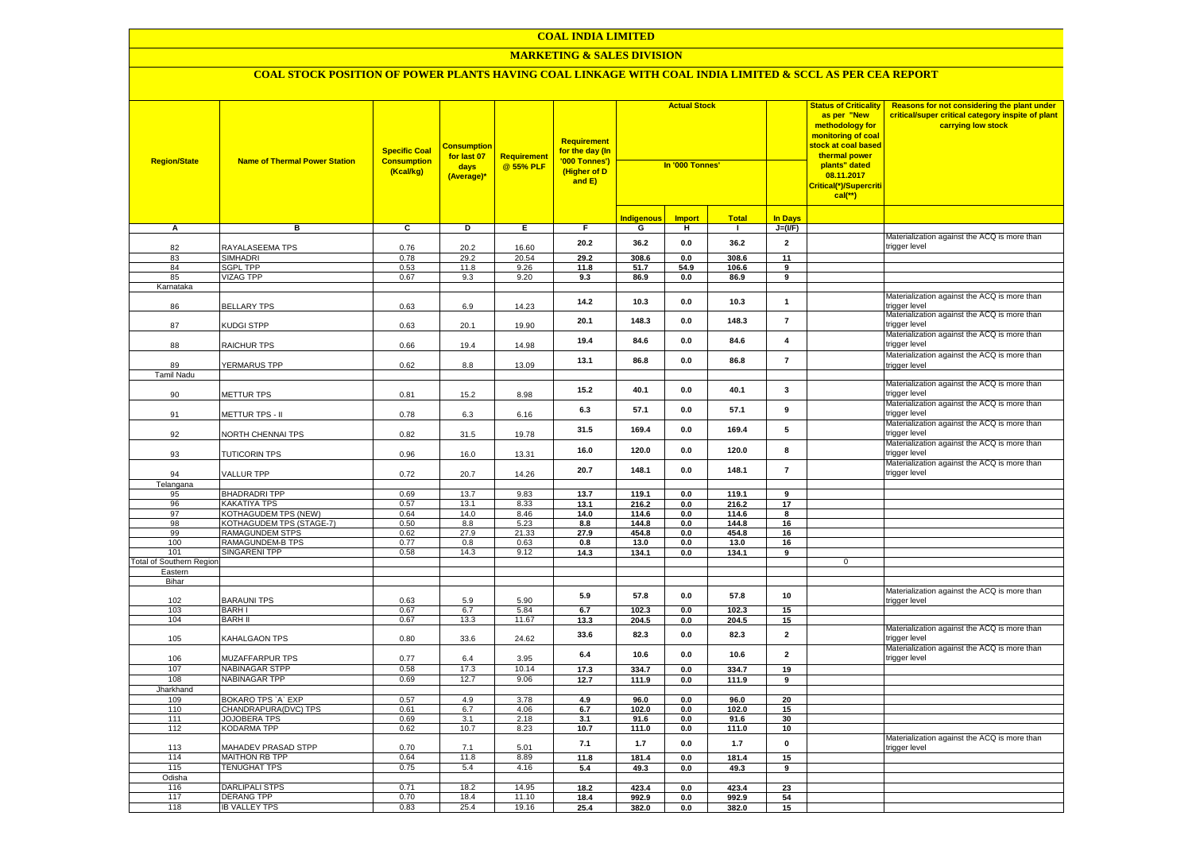# COAL INDIA LIMITED

## MARKETING & SALES DIVISION

### COAL STOCK POSITION OF POWER PLANTS HAVING COAL LINKAGE WITH COAL INDIA LIMITED & SCCL AS PER CEA REPORT

| Region/State | Name of Thermal Power Station | Specific Coal Consumption (Kcal/kg) | Consumption for last 07 days (Average)* | Requirement @ 55% PLF | Requirement for the day (In '000 Tonnes') (Higher of D and E) | Actual Stock In '000 Tonnes' | | | | Status of Criticality as per "New methodology for monitoring of coal stock at coal based thermal power plants" dated 08.11.2017 Critical(*)/Supercritical(**) | Reasons for not considering the plant under critical/super critical category inspite of plant carrying low stock |
|---|---|---|---|---|---|---|---|---|---|---|---|
| | | | | | | Indigenous | Import | Total | In Days | | |
| A | B | C | D | E | F | G | H | I | J=(I/F) | | |
| 82 | RAYALASEEMA TPS | 0.76 | 20.2 | 16.60 | 20.2 | 36.2 | 0.0 | 36.2 | 2 | | Materialization against the ACQ is more than trigger level |
| 83 | SIMHADRI | 0.78 | 29.2 | 20.54 | 29.2 | 308.6 | 0.0 | 308.6 | 11 | | |
| 84 | SGPL TPP | 0.53 | 11.8 | 9.26 | 11.8 | 51.7 | 54.9 | 106.6 | 9 | | |
| 85 | VIZAG TPP | 0.67 | 9.3 | 9.20 | 9.3 | 86.9 | 0.0 | 86.9 | 9 | | |
| Karnataka | | | | | | | | | | | |
| 86 | BELLARY TPS | 0.63 | 6.9 | 14.23 | 14.2 | 10.3 | 0.0 | 10.3 | 1 | | Materialization against the ACQ is more than trigger level |
| 87 | KUDGI STPP | 0.63 | 20.1 | 19.90 | 20.1 | 148.3 | 0.0 | 148.3 | 7 | | Materialization against the ACQ is more than trigger level |
| 88 | RAICHUR TPS | 0.66 | 19.4 | 14.98 | 19.4 | 84.6 | 0.0 | 84.6 | 4 | | Materialization against the ACQ is more than trigger level |
| 89 | YERMARUS TPP | 0.62 | 8.8 | 13.09 | 13.1 | 86.8 | 0.0 | 86.8 | 7 | | Materialization against the ACQ is more than trigger level |
| Tamil Nadu | | | | | | | | | | | |
| 90 | METTUR TPS | 0.81 | 15.2 | 8.98 | 15.2 | 40.1 | 0.0 | 40.1 | 3 | | Materialization against the ACQ is more than trigger level |
| 91 | METTUR TPS - II | 0.78 | 6.3 | 6.16 | 6.3 | 57.1 | 0.0 | 57.1 | 9 | | Materialization against the ACQ is more than trigger level |
| 92 | NORTH CHENNAI TPS | 0.82 | 31.5 | 19.78 | 31.5 | 169.4 | 0.0 | 169.4 | 5 | | Materialization against the ACQ is more than trigger level |
| 93 | TUTICORIN TPS | 0.96 | 16.0 | 13.31 | 16.0 | 120.0 | 0.0 | 120.0 | 8 | | Materialization against the ACQ is more than trigger level |
| 94 | VALLUR TPP | 0.72 | 20.7 | 14.26 | 20.7 | 148.1 | 0.0 | 148.1 | 7 | | Materialization against the ACQ is more than trigger level |
| Telangana | | | | | | | | | | | |
| 95 | BHADRADRI TPP | 0.69 | 13.7 | 9.83 | 13.7 | 119.1 | 0.0 | 119.1 | 9 | | |
| 96 | KAKATIYA TPS | 0.57 | 13.1 | 8.33 | 13.1 | 216.2 | 0.0 | 216.2 | 17 | | |
| 97 | KOTHAGUDEM TPS (NEW) | 0.64 | 14.0 | 8.46 | 14.0 | 114.6 | 0.0 | 114.6 | 8 | | |
| 98 | KOTHAGUDEM TPS (STAGE-7) | 0.50 | 8.8 | 5.23 | 8.8 | 144.8 | 0.0 | 144.8 | 16 | | |
| 99 | RAMAGUNDEM STPS | 0.62 | 27.9 | 21.33 | 27.9 | 454.8 | 0.0 | 454.8 | 16 | | |
| 100 | RAMAGUNDEM-B TPS | 0.77 | 0.8 | 0.63 | 0.8 | 13.0 | 0.0 | 13.0 | 16 | | |
| 101 | SINGARENI TPP | 0.58 | 14.3 | 9.12 | 14.3 | 134.1 | 0.0 | 134.1 | 9 | | |
| Total of Southern Region | | | | | | | | | | 0 | |
| Eastern | | | | | | | | | | | |
| Bihar | | | | | | | | | | | |
| 102 | BARAUNI TPS | 0.63 | 5.9 | 5.90 | 5.9 | 57.8 | 0.0 | 57.8 | 10 | | Materialization against the ACQ is more than trigger level |
| 103 | BARH I | 0.67 | 6.7 | 5.84 | 6.7 | 102.3 | 0.0 | 102.3 | 15 | | |
| 104 | BARH II | 0.67 | 13.3 | 11.67 | 13.3 | 204.5 | 0.0 | 204.5 | 15 | | |
| 105 | KAHALGAON TPS | 0.80 | 33.6 | 24.62 | 33.6 | 82.3 | 0.0 | 82.3 | 2 | | Materialization against the ACQ is more than trigger level |
| 106 | MUZAFFARPUR TPS | 0.77 | 6.4 | 3.95 | 6.4 | 10.6 | 0.0 | 10.6 | 2 | | Materialization against the ACQ is more than trigger level |
| 107 | NABINAGAR STPP | 0.58 | 17.3 | 10.14 | 17.3 | 334.7 | 0.0 | 334.7 | 19 | | |
| 108 | NABINAGAR TPP | 0.69 | 12.7 | 9.06 | 12.7 | 111.9 | 0.0 | 111.9 | 9 | | |
| Jharkhand | | | | | | | | | | | |
| 109 | BOKARO TPS `A` EXP | 0.57 | 4.9 | 3.78 | 4.9 | 96.0 | 0.0 | 96.0 | 20 | | |
| 110 | CHANDRAPURA(DVC) TPS | 0.61 | 6.7 | 4.06 | 6.7 | 102.0 | 0.0 | 102.0 | 15 | | |
| 111 | JOJOBERA TPS | 0.69 | 3.1 | 2.18 | 3.1 | 91.6 | 0.0 | 91.6 | 30 | | |
| 112 | KODARMA TPP | 0.62 | 10.7 | 8.23 | 10.7 | 111.0 | 0.0 | 111.0 | 10 | | |
| 113 | MAHADEV PRASAD STPP | 0.70 | 7.1 | 5.01 | 7.1 | 1.7 | 0.0 | 1.7 | 0 | | Materialization against the ACQ is more than trigger level |
| 114 | MAITHON RB TPP | 0.64 | 11.8 | 8.89 | 11.8 | 181.4 | 0.0 | 181.4 | 15 | | |
| 115 | TENUGHAT TPS | 0.75 | 5.4 | 4.16 | 5.4 | 49.3 | 0.0 | 49.3 | 9 | | |
| Odisha | | | | | | | | | | | |
| 116 | DARLIPALI STPS | 0.71 | 18.2 | 14.95 | 18.2 | 423.4 | 0.0 | 423.4 | 23 | | |
| 117 | DERANG TPP | 0.70 | 18.4 | 11.10 | 18.4 | 992.9 | 0.0 | 992.9 | 54 | | |
| 118 | IB VALLEY TPS | 0.83 | 25.4 | 19.16 | 25.4 | 382.0 | 0.0 | 382.0 | 15 | | |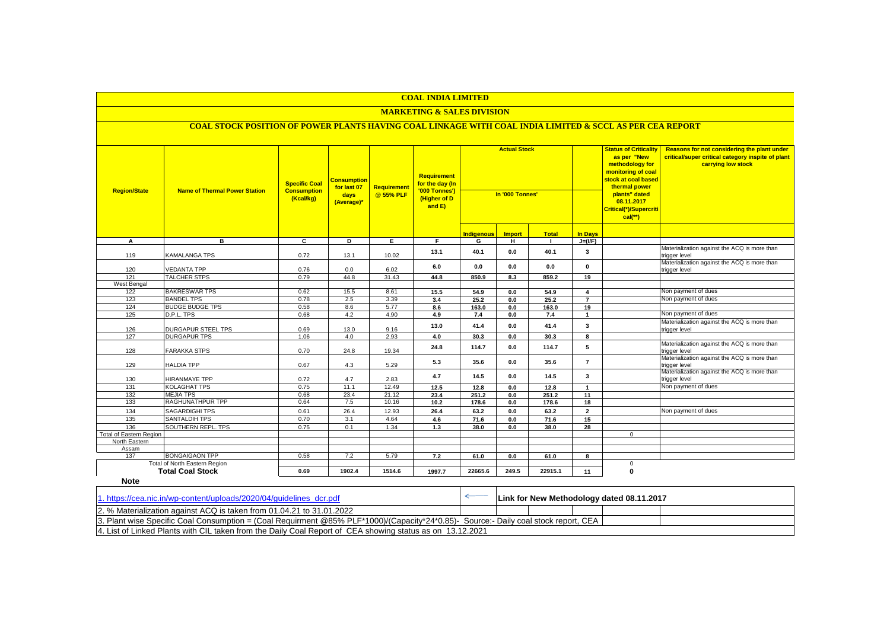# COAL INDIA LIMITED

## MARKETING & SALES DIVISION

### COAL STOCK POSITION OF POWER PLANTS HAVING COAL LINKAGE WITH COAL INDIA LIMITED & SCCL AS PER CEA REPORT

| Region/State | Name of Thermal Power Station | Specific Coal Consumption (Kcal/kg) | Consumption for last 07 days (Average)* | Requirement @ 55% PLF | Requirement for the day (In '000 Tonnes') (Higher of D and E) | Actual Stock In '000 Tonnes' | | | | Status of Criticality as per "New methodology for monitoring of coal stock at coal based thermal power plants" dated 08.11.2017 Critical(*)/Supercritical(**) | Reasons for not considering the plant under critical/super critical category inspite of plant carrying low stock |
|---|---|---|---|---|---|---|---|---|---|---|---|
| | | | | | | Indigenous | Import | Total | In Days | | |
| A | B | C | D | E | F | G | H | I | J=(I/F) | | |
| 119 | KAMALANGA TPS | 0.72 | 13.1 | 10.02 | 13.1 | 40.1 | 0.0 | 40.1 | 3 | | Materialization against the ACQ is more than trigger level |
| 120 | VEDANTA TPP | 0.76 | 0.0 | 6.02 | 6.0 | 0.0 | 0.0 | 0.0 | 0 | | Materialization against the ACQ is more than trigger level |
| 121 | TALCHER STPS | 0.79 | 44.8 | 31.43 | 44.8 | 850.9 | 8.3 | 859.2 | 19 | | |
| West Bengal | | | | | | | | | | | |
| 122 | BAKRESWAR TPS | 0.62 | 15.5 | 8.61 | 15.5 | 54.9 | 0.0 | 54.9 | 4 | | Non payment of dues |
| 123 | BANDEL TPS | 0.78 | 2.5 | 3.39 | 3.4 | 25.2 | 0.0 | 25.2 | 7 | | Non payment of dues |
| 124 | BUDGE BUDGE TPS | 0.58 | 8.6 | 5.77 | 8.6 | 163.0 | 0.0 | 163.0 | 19 | | |
| 125 | D.P.L. TPS | 0.68 | 4.2 | 4.90 | 4.9 | 7.4 | 0.0 | 7.4 | 1 | | Non payment of dues |
| 126 | DURGAPUR STEEL TPS | 0.69 | 13.0 | 9.16 | 13.0 | 41.4 | 0.0 | 41.4 | 3 | | Materialization against the ACQ is more than trigger level |
| 127 | DURGAPUR TPS | 1.06 | 4.0 | 2.93 | 4.0 | 30.3 | 0.0 | 30.3 | 8 | | |
| 128 | FARAKKA STPS | 0.70 | 24.8 | 19.34 | 24.8 | 114.7 | 0.0 | 114.7 | 5 | | Materialization against the ACQ is more than trigger level |
| 129 | HALDIA TPP | 0.67 | 4.3 | 5.29 | 5.3 | 35.6 | 0.0 | 35.6 | 7 | | Materialization against the ACQ is more than trigger level |
| 130 | HIRANMAYE TPP | 0.72 | 4.7 | 2.83 | 4.7 | 14.5 | 0.0 | 14.5 | 3 | | Materialization against the ACQ is more than trigger level |
| 131 | KOLAGHAT TPS | 0.75 | 11.1 | 12.49 | 12.5 | 12.8 | 0.0 | 12.8 | 1 | | Non payment of dues |
| 132 | MEJIA TPS | 0.68 | 23.4 | 21.12 | 23.4 | 251.2 | 0.0 | 251.2 | 11 | | |
| 133 | RAGHUNATHPUR TPP | 0.64 | 7.5 | 10.16 | 10.2 | 178.6 | 0.0 | 178.6 | 18 | | |
| 134 | SAGARDIGHI TPS | 0.61 | 26.4 | 12.93 | 26.4 | 63.2 | 0.0 | 63.2 | 2 | | Non payment of dues |
| 135 | SANTALDIH TPS | 0.70 | 3.1 | 4.64 | 4.6 | 71.6 | 0.0 | 71.6 | 15 | | |
| 136 | SOUTHERN REPL. TPS | 0.75 | 0.1 | 1.34 | 1.3 | 38.0 | 0.0 | 38.0 | 28 | | |
| Total of Eastern Region | | | | | | | | | | 0 | |
| North Eastern | | | | | | | | | | | |
| Assam | | | | | | | | | | | |
| 137 | BONGAIGAON TPP | 0.58 | 7.2 | 5.79 | 7.2 | 61.0 | 0.0 | 61.0 | 8 | | |
| Total of North Eastern Region | | | | | | | | | | 0 | |
| Total Coal Stock | | 0.69 | 1902.4 | 1514.6 | 1997.7 | 22665.6 | 249.5 | 22915.1 | 11 | 0 | |

**Note**

1. https://cea.nic.in/wp-content/uploads/2020/04/guidelines_dcr.pdf ⟵ Link for New Methodology dated 08.11.2017
2. % Materialization against ACQ is taken from 01.04.21 to 31.01.2022
3. Plant wise Specific Coal Consumption = (Coal Requirment @85% PLF*1000)/(Capacity*24*0.85)- Source:- Daily coal stock report, CEA
4. List of Linked Plants with CIL taken from the Daily Coal Report of CEA showing status as on 13.12.2021